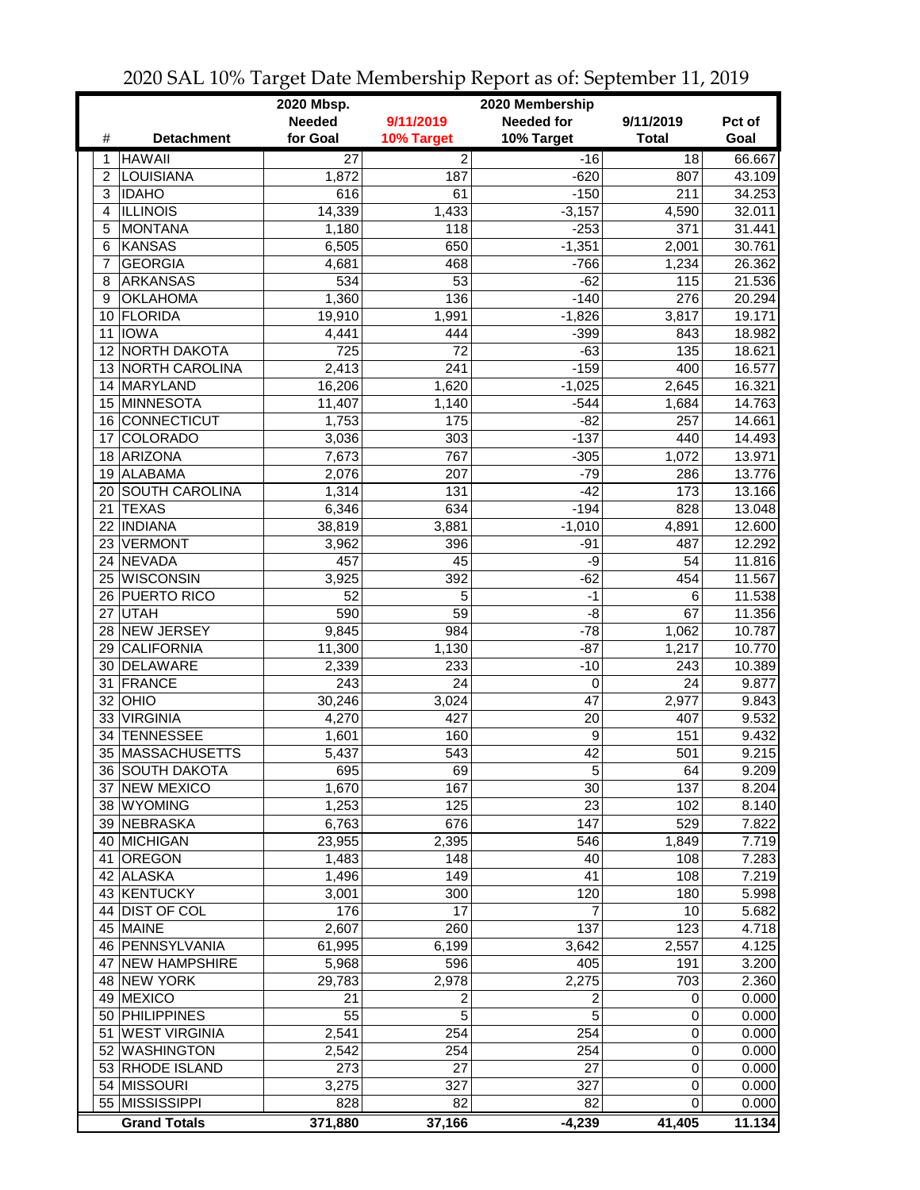# 2020 SAL 10% Target Date Membership Report as of: September 11, 2019

| # | Detachment | 2020 Mbsp. Needed for Goal | 9/11/2019 10% Target | 2020 Membership Needed for 10% Target | 9/11/2019 Total | Pct of Goal |
|---|---|---|---|---|---|---|
| 1 | HAWAII | 27 | 2 | -16 | 18 | 66.667 |
| 2 | LOUISIANA | 1,872 | 187 | -620 | 807 | 43.109 |
| 3 | IDAHO | 616 | 61 | -150 | 211 | 34.253 |
| 4 | ILLINOIS | 14,339 | 1,433 | -3,157 | 4,590 | 32.011 |
| 5 | MONTANA | 1,180 | 118 | -253 | 371 | 31.441 |
| 6 | KANSAS | 6,505 | 650 | -1,351 | 2,001 | 30.761 |
| 7 | GEORGIA | 4,681 | 468 | -766 | 1,234 | 26.362 |
| 8 | ARKANSAS | 534 | 53 | -62 | 115 | 21.536 |
| 9 | OKLAHOMA | 1,360 | 136 | -140 | 276 | 20.294 |
| 10 | FLORIDA | 19,910 | 1,991 | -1,826 | 3,817 | 19.171 |
| 11 | IOWA | 4,441 | 444 | -399 | 843 | 18.982 |
| 12 | NORTH DAKOTA | 725 | 72 | -63 | 135 | 18.621 |
| 13 | NORTH CAROLINA | 2,413 | 241 | -159 | 400 | 16.577 |
| 14 | MARYLAND | 16,206 | 1,620 | -1,025 | 2,645 | 16.321 |
| 15 | MINNESOTA | 11,407 | 1,140 | -544 | 1,684 | 14.763 |
| 16 | CONNECTICUT | 1,753 | 175 | -82 | 257 | 14.661 |
| 17 | COLORADO | 3,036 | 303 | -137 | 440 | 14.493 |
| 18 | ARIZONA | 7,673 | 767 | -305 | 1,072 | 13.971 |
| 19 | ALABAMA | 2,076 | 207 | -79 | 286 | 13.776 |
| 20 | SOUTH CAROLINA | 1,314 | 131 | -42 | 173 | 13.166 |
| 21 | TEXAS | 6,346 | 634 | -194 | 828 | 13.048 |
| 22 | INDIANA | 38,819 | 3,881 | -1,010 | 4,891 | 12.600 |
| 23 | VERMONT | 3,962 | 396 | -91 | 487 | 12.292 |
| 24 | NEVADA | 457 | 45 | -9 | 54 | 11.816 |
| 25 | WISCONSIN | 3,925 | 392 | -62 | 454 | 11.567 |
| 26 | PUERTO RICO | 52 | 5 | -1 | 6 | 11.538 |
| 27 | UTAH | 590 | 59 | -8 | 67 | 11.356 |
| 28 | NEW JERSEY | 9,845 | 984 | -78 | 1,062 | 10.787 |
| 29 | CALIFORNIA | 11,300 | 1,130 | -87 | 1,217 | 10.770 |
| 30 | DELAWARE | 2,339 | 233 | -10 | 243 | 10.389 |
| 31 | FRANCE | 243 | 24 | 0 | 24 | 9.877 |
| 32 | OHIO | 30,246 | 3,024 | 47 | 2,977 | 9.843 |
| 33 | VIRGINIA | 4,270 | 427 | 20 | 407 | 9.532 |
| 34 | TENNESSEE | 1,601 | 160 | 9 | 151 | 9.432 |
| 35 | MASSACHUSETTS | 5,437 | 543 | 42 | 501 | 9.215 |
| 36 | SOUTH DAKOTA | 695 | 69 | 5 | 64 | 9.209 |
| 37 | NEW MEXICO | 1,670 | 167 | 30 | 137 | 8.204 |
| 38 | WYOMING | 1,253 | 125 | 23 | 102 | 8.140 |
| 39 | NEBRASKA | 6,763 | 676 | 147 | 529 | 7.822 |
| 40 | MICHIGAN | 23,955 | 2,395 | 546 | 1,849 | 7.719 |
| 41 | OREGON | 1,483 | 148 | 40 | 108 | 7.283 |
| 42 | ALASKA | 1,496 | 149 | 41 | 108 | 7.219 |
| 43 | KENTUCKY | 3,001 | 300 | 120 | 180 | 5.998 |
| 44 | DIST OF COL | 176 | 17 | 7 | 10 | 5.682 |
| 45 | MAINE | 2,607 | 260 | 137 | 123 | 4.718 |
| 46 | PENNSYLVANIA | 61,995 | 6,199 | 3,642 | 2,557 | 4.125 |
| 47 | NEW HAMPSHIRE | 5,968 | 596 | 405 | 191 | 3.200 |
| 48 | NEW YORK | 29,783 | 2,978 | 2,275 | 703 | 2.360 |
| 49 | MEXICO | 21 | 2 | 2 | 0 | 0.000 |
| 50 | PHILIPPINES | 55 | 5 | 5 | 0 | 0.000 |
| 51 | WEST VIRGINIA | 2,541 | 254 | 254 | 0 | 0.000 |
| 52 | WASHINGTON | 2,542 | 254 | 254 | 0 | 0.000 |
| 53 | RHODE ISLAND | 273 | 27 | 27 | 0 | 0.000 |
| 54 | MISSOURI | 3,275 | 327 | 327 | 0 | 0.000 |
| 55 | MISSISSIPPI | 828 | 82 | 82 | 0 | 0.000 |
| | **Grand Totals** | **371,880** | **37,166** | **-4,239** | **41,405** | **11.134** |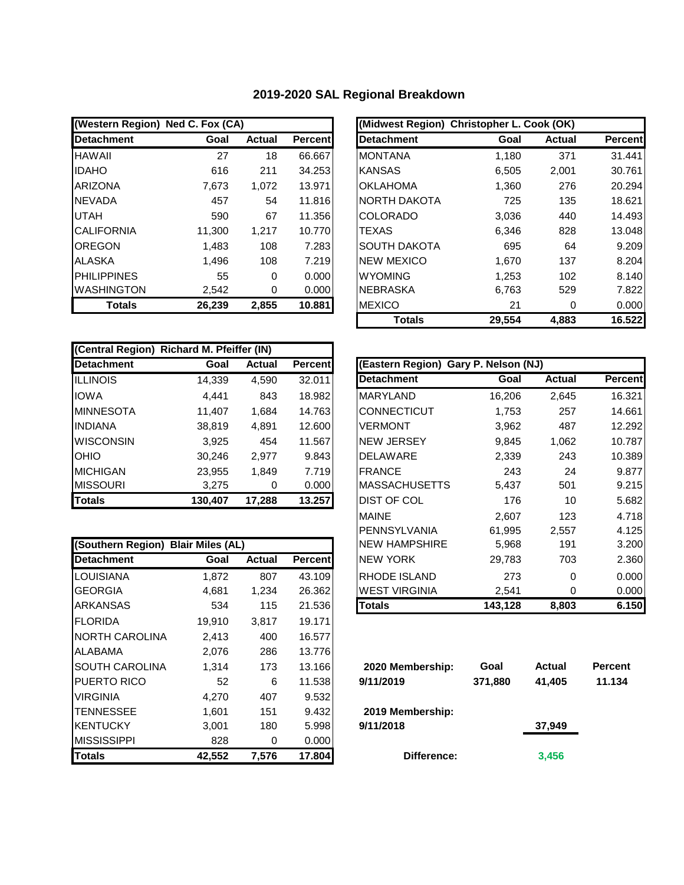# 2019-2020 SAL Regional Breakdown

| (Western Region) Ned C. Fox (CA) | | | |
|---|---|---|---|
| **Detachment** | **Goal** | **Actual** | **Percent** |
| HAWAII | 27 | 18 | 66.667 |
| IDAHO | 616 | 211 | 34.253 |
| ARIZONA | 7,673 | 1,072 | 13.971 |
| NEVADA | 457 | 54 | 11.816 |
| UTAH | 590 | 67 | 11.356 |
| CALIFORNIA | 11,300 | 1,217 | 10.770 |
| OREGON | 1,483 | 108 | 7.283 |
| ALASKA | 1,496 | 108 | 7.219 |
| PHILIPPINES | 55 | 0 | 0.000 |
| WASHINGTON | 2,542 | 0 | 0.000 |
| **Totals** | **26,239** | **2,855** | **10.881** |

| (Midwest Region) Christopher L. Cook (OK) | | | |
|---|---|---|---|
| **Detachment** | **Goal** | **Actual** | **Percent** |
| MONTANA | 1,180 | 371 | 31.441 |
| KANSAS | 6,505 | 2,001 | 30.761 |
| OKLAHOMA | 1,360 | 276 | 20.294 |
| NORTH DAKOTA | 725 | 135 | 18.621 |
| COLORADO | 3,036 | 440 | 14.493 |
| TEXAS | 6,346 | 828 | 13.048 |
| SOUTH DAKOTA | 695 | 64 | 9.209 |
| NEW MEXICO | 1,670 | 137 | 8.204 |
| WYOMING | 1,253 | 102 | 8.140 |
| NEBRASKA | 6,763 | 529 | 7.822 |
| MEXICO | 21 | 0 | 0.000 |
| **Totals** | **29,554** | **4,883** | **16.522** |

| (Central Region) Richard M. Pfeiffer (IN) | | | |
|---|---|---|---|
| **Detachment** | **Goal** | **Actual** | **Percent** |
| ILLINOIS | 14,339 | 4,590 | 32.011 |
| IOWA | 4,441 | 843 | 18.982 |
| MINNESOTA | 11,407 | 1,684 | 14.763 |
| INDIANA | 38,819 | 4,891 | 12.600 |
| WISCONSIN | 3,925 | 454 | 11.567 |
| OHIO | 30,246 | 2,977 | 9.843 |
| MICHIGAN | 23,955 | 1,849 | 7.719 |
| MISSOURI | 3,275 | 0 | 0.000 |
| **Totals** | **130,407** | **17,288** | **13.257** |

| (Eastern Region) Gary P. Nelson (NJ) | | | |
|---|---|---|---|
| **Detachment** | **Goal** | **Actual** | **Percent** |
| MARYLAND | 16,206 | 2,645 | 16.321 |
| CONNECTICUT | 1,753 | 257 | 14.661 |
| VERMONT | 3,962 | 487 | 12.292 |
| NEW JERSEY | 9,845 | 1,062 | 10.787 |
| DELAWARE | 2,339 | 243 | 10.389 |
| FRANCE | 243 | 24 | 9.877 |
| MASSACHUSETTS | 5,437 | 501 | 9.215 |
| DIST OF COL | 176 | 10 | 5.682 |
| MAINE | 2,607 | 123 | 4.718 |
| PENNSYLVANIA | 61,995 | 2,557 | 4.125 |
| NEW HAMPSHIRE | 5,968 | 191 | 3.200 |
| NEW YORK | 29,783 | 703 | 2.360 |
| RHODE ISLAND | 273 | 0 | 0.000 |
| WEST VIRGINIA | 2,541 | 0 | 0.000 |
| **Totals** | **143,128** | **8,803** | **6.150** |

| (Southern Region) Blair Miles (AL) | | | |
|---|---|---|---|
| **Detachment** | **Goal** | **Actual** | **Percent** |
| LOUISIANA | 1,872 | 807 | 43.109 |
| GEORGIA | 4,681 | 1,234 | 26.362 |
| ARKANSAS | 534 | 115 | 21.536 |
| FLORIDA | 19,910 | 3,817 | 19.171 |
| NORTH CAROLINA | 2,413 | 400 | 16.577 |
| ALABAMA | 2,076 | 286 | 13.776 |
| SOUTH CAROLINA | 1,314 | 173 | 13.166 |
| PUERTO RICO | 52 | 6 | 11.538 |
| VIRGINIA | 4,270 | 407 | 9.532 |
| TENNESSEE | 1,601 | 151 | 9.432 |
| KENTUCKY | 3,001 | 180 | 5.998 |
| MISSISSIPPI | 828 | 0 | 0.000 |
| **Totals** | **42,552** | **7,576** | **17.804** |

| **2020 Membership:** | **Goal** | **Actual** | **Percent** |
|---|---|---|---|
| **9/11/2019** | **371,880** | **41,405** | **11.134** |
| **2019 Membership:** | | | |
| **9/11/2018** | | **37,949** | |
| **Difference:** | | **3,456** | |